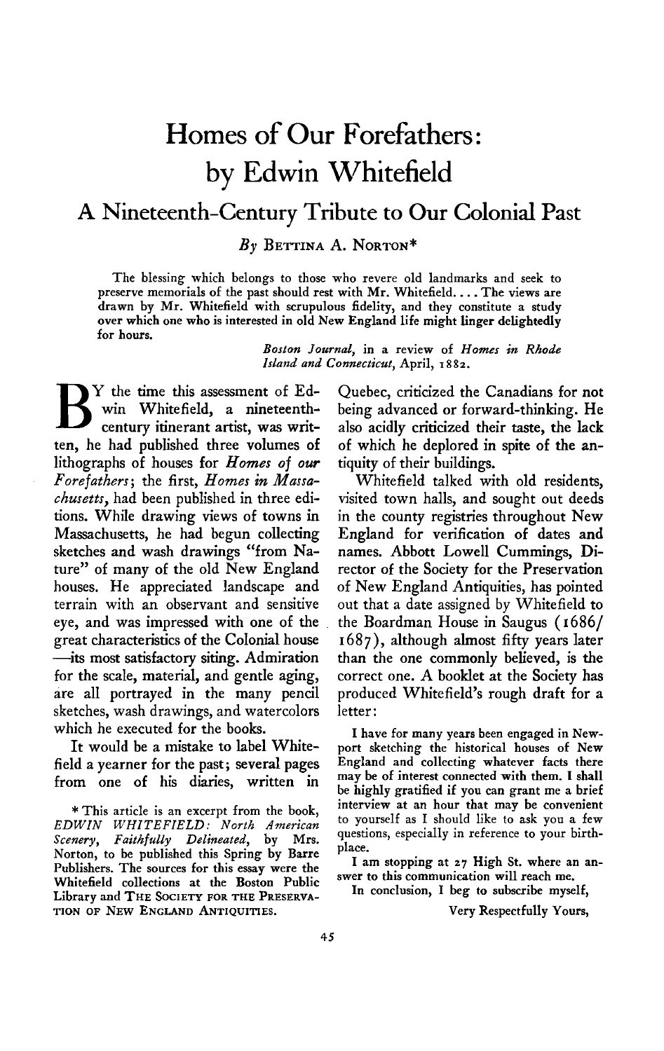# Homes of Our Forefathers: by Edwin Whitefield

## A Nineteenth-Century Tribute to Our Colonial Past

*By* Bettina A. Norton*

> The blessing which belongs to those who revere old landmarks and seek to preserve memorials of the past should rest with Mr. Whitefield. . . . The views are drawn by Mr. Whitefield with scrupulous fidelity, and they constitute a study over which one who is interested in old New England life might linger delightedly for hours.
>
> *Boston Journal*, in a review of *Homes in Rhode Island and Connecticut*, April, 1882.

By the time this assessment of Edwin Whitefield, a nineteenth-century itinerant artist, was written, he had published three volumes of lithographs of houses for *Homes of our Forefathers*; the first, *Homes in Massachusetts*, had been published in three editions. While drawing views of towns in Massachusetts, he had begun collecting sketches and wash drawings "from Nature" of many of the old New England houses. He appreciated landscape and terrain with an observant and sensitive eye, and was impressed with one of the great characteristics of the Colonial house —its most satisfactory siting. Admiration for the scale, material, and gentle aging, are all portrayed in the many pencil sketches, wash drawings, and watercolors which he executed for the books.

It would be a mistake to label Whitefield a yearner for the past; several pages from one of his diaries, written in Quebec, criticized the Canadians for not being advanced or forward-thinking. He also acidly criticized their taste, the lack of which he deplored in spite of the antiquity of their buildings.

Whitefield talked with old residents, visited town halls, and sought out deeds in the county registries throughout New England for verification of dates and names. Abbott Lowell Cummings, Director of the Society for the Preservation of New England Antiquities, has pointed out that a date assigned by Whitefield to the Boardman House in Saugus (1686/1687), although almost fifty years later than the one commonly believed, is the correct one. A booklet at the Society has produced Whitefield's rough draft for a letter:

> I have for many years been engaged in Newport sketching the historical houses of New England and collecting whatever facts there may be of interest connected with them. I shall be highly gratified if you can grant me a brief interview at an hour that may be convenient to yourself as I should like to ask you a few questions, especially in reference to your birthplace.
>
> I am stopping at 27 High St. where an answer to this communication will reach me.
>
> In conclusion, I beg to subscribe myself,
>
> Very Respectfully Yours,

\* This article is an excerpt from the book, *EDWIN WHITEFIELD: North American Scenery, Faithfully Delineated*, by Mrs. Norton, to be published this Spring by Barre Publishers. The sources for this essay were the Whitefield collections at the Boston Public Library and The Society for the Preservation of New England Antiquities.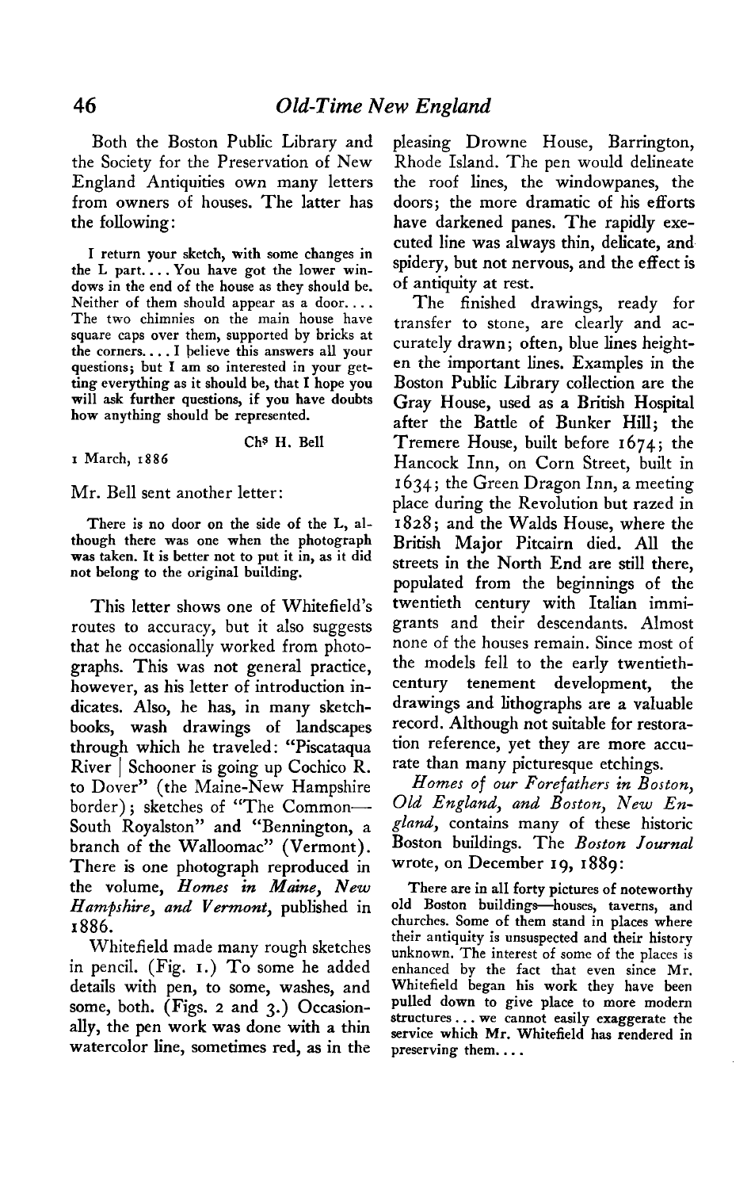Both the Boston Public Library and the Society for the Preservation of New England Antiquities own many letters from owners of houses. The latter has the following:

> I return your sketch, with some changes in the L part.... You have got the lower windows in the end of the house as they should be. Neither of them should appear as a door.... The two chimnies on the main house have square caps over them, supported by bricks at the corners.... I believe this answers all your questions; but I am so interested in your getting everything as it should be, that I hope you will ask further questions, if you have doubts how anything should be represented.
>
> Chs H. Bell
>
> 1 March, 1886

Mr. Bell sent another letter:

> There is no door on the side of the L, although there was one when the photograph was taken. It is better not to put it in, as it did not belong to the original building.

This letter shows one of Whitefield's routes to accuracy, but it also suggests that he occasionally worked from photographs. This was not general practice, however, as his letter of introduction indicates. Also, he has, in many sketchbooks, wash drawings of landscapes through which he traveled: "Piscataqua River | Schooner is going up Cochico R. to Dover" (the Maine-New Hampshire border); sketches of "The Common—South Royalston" and "Bennington, a branch of the Walloomac" (Vermont). There is one photograph reproduced in the volume, *Homes in Maine, New Hampshire, and Vermont*, published in 1886.

Whitefield made many rough sketches in pencil. (Fig. 1.) To some he added details with pen, to some, washes, and some, both. (Figs. 2 and 3.) Occasionally, the pen work was done with a thin watercolor line, sometimes red, as in the pleasing Drowne House, Barrington, Rhode Island. The pen would delineate the roof lines, the windowpanes, the doors; the more dramatic of his efforts have darkened panes. The rapidly executed line was always thin, delicate, and spidery, but not nervous, and the effect is of antiquity at rest.

The finished drawings, ready for transfer to stone, are clearly and accurately drawn; often, blue lines heighten the important lines. Examples in the Boston Public Library collection are the Gray House, used as a British Hospital after the Battle of Bunker Hill; the Tremere House, built before 1674; the Hancock Inn, on Corn Street, built in 1634; the Green Dragon Inn, a meeting place during the Revolution but razed in 1828; and the Walds House, where the British Major Pitcairn died. All the streets in the North End are still there, populated from the beginnings of the twentieth century with Italian immigrants and their descendants. Almost none of the houses remain. Since most of the models fell to the early twentieth-century tenement development, the drawings and lithographs are a valuable record. Although not suitable for restoration reference, yet they are more accurate than many picturesque etchings.

*Homes of our Forefathers in Boston, Old England, and Boston, New England*, contains many of these historic Boston buildings. The *Boston Journal* wrote, on December 19, 1889:

> There are in all forty pictures of noteworthy old Boston buildings—houses, taverns, and churches. Some of them stand in places where their antiquity is unsuspected and their history unknown. The interest of some of the places is enhanced by the fact that even since Mr. Whitefield began his work they have been pulled down to give place to more modern structures... we cannot easily exaggerate the service which Mr. Whitefield has rendered in preserving them....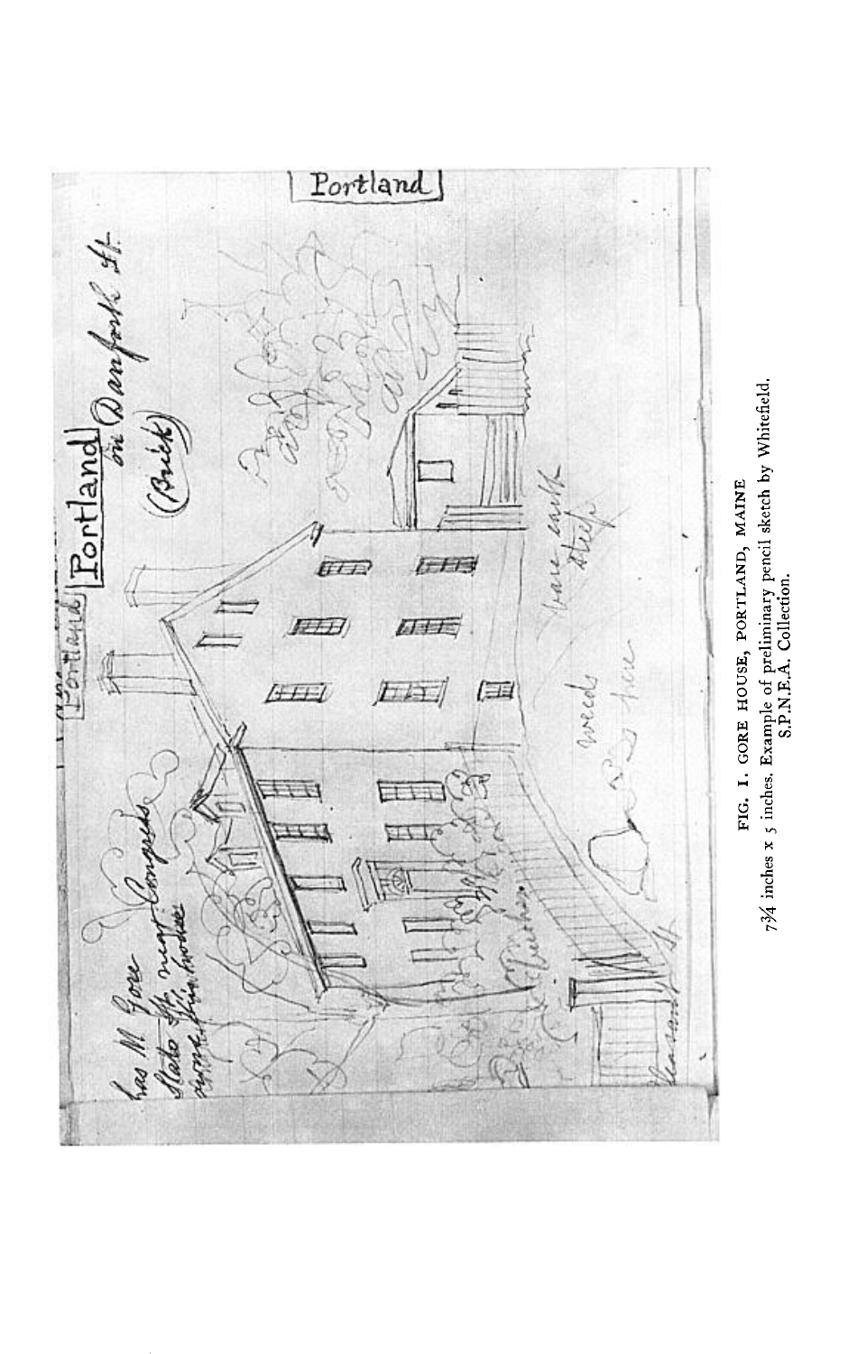FIG. 1. GORE HOUSE, PORTLAND, MAINE

7¾ inches x 5 inches. Example of preliminary pencil sketch by Whitefield. S.P.N.E.A. Collection.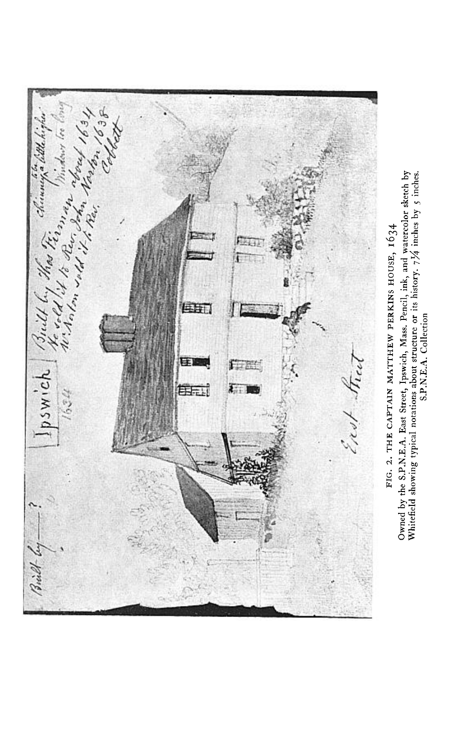FIG. 2. THE CAPTAIN MATTHEW PERKINS HOUSE, 1634

Owned by the S.P.N.E.A. East Street, Ipswich, Mass. Pencil, ink, and watercolor sketch by Whitefield showing typical notations about structure or its history. 7¼ inches by 5 inches. S.P.N.E.A. Collection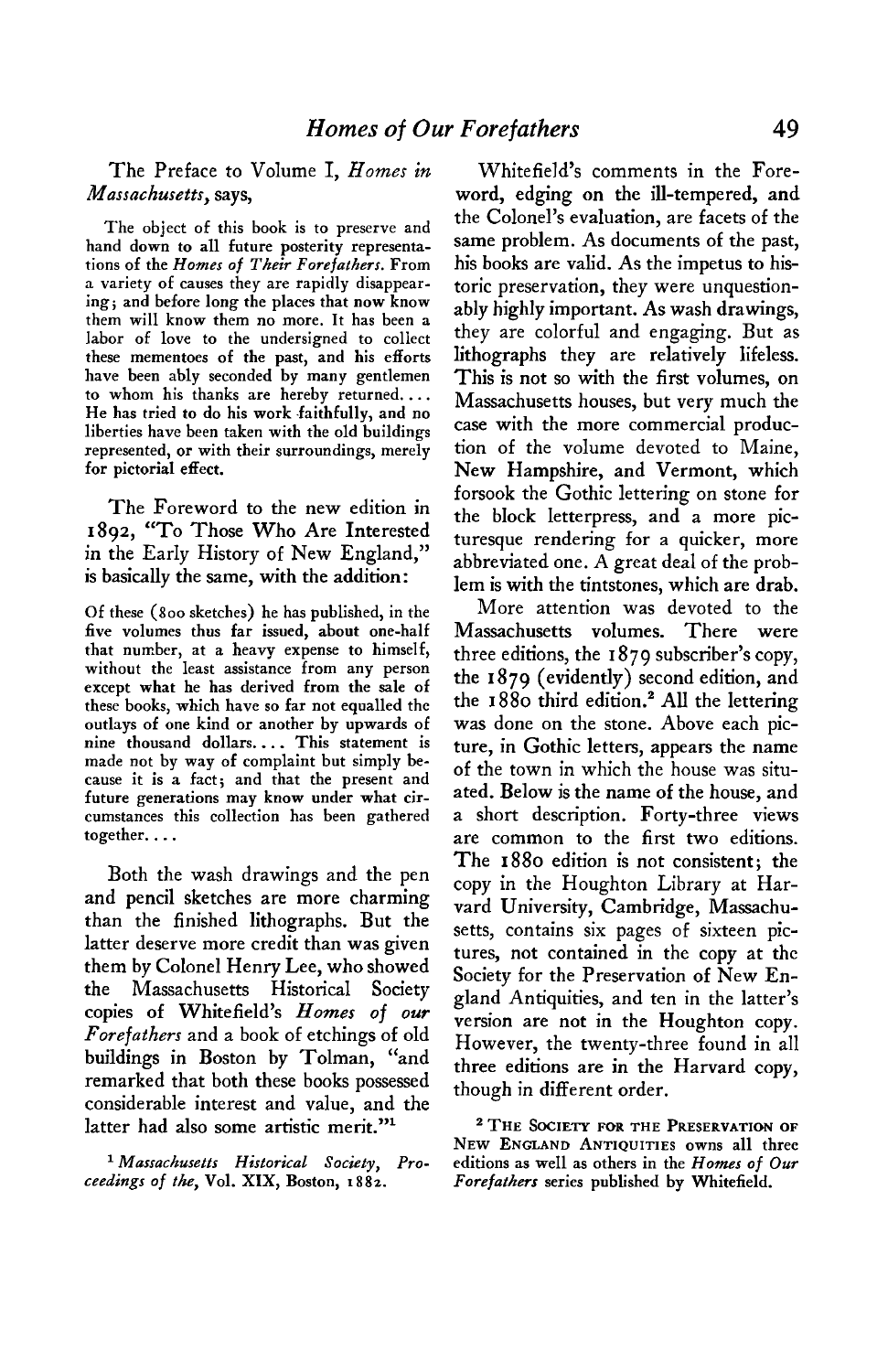The Preface to Volume I, *Homes in Massachusetts*, says,

> The object of this book is to preserve and hand down to all future posterity representations of the *Homes of Their Forefathers*. From a variety of causes they are rapidly disappearing; and before long the places that now know them will know them no more. It has been a labor of love to the undersigned to collect these mementoes of the past, and his efforts have been ably seconded by many gentlemen to whom his thanks are hereby returned. . . . He has tried to do his work faithfully, and no liberties have been taken with the old buildings represented, or with their surroundings, merely for pictorial effect.

The Foreword to the new edition in 1892, "To Those Who Are Interested in the Early History of New England," is basically the same, with the addition:

> Of these (800 sketches) he has published, in the five volumes thus far issued, about one-half that number, at a heavy expense to himself, without the least assistance from any person except what he has derived from the sale of these books, which have so far not equalled the outlays of one kind or another by upwards of nine thousand dollars. . . . This statement is made not by way of complaint but simply because it is a fact; and that the present and future generations may know under what circumstances this collection has been gathered together. . . .

Both the wash drawings and the pen and pencil sketches are more charming than the finished lithographs. But the latter deserve more credit than was given them by Colonel Henry Lee, who showed the Massachusetts Historical Society copies of Whitefield's *Homes of our Forefathers* and a book of etchings of old buildings in Boston by Tolman, "and remarked that both these books possessed considerable interest and value, and the latter had also some artistic merit."[1]

[1] *Massachusetts Historical Society, Proceedings of the*, Vol. XIX, Boston, 1882.

Whitefield's comments in the Foreword, edging on the ill-tempered, and the Colonel's evaluation, are facets of the same problem. As documents of the past, his books are valid. As the impetus to historic preservation, they were unquestionably highly important. As wash drawings, they are colorful and engaging. But as lithographs they are relatively lifeless. This is not so with the first volumes, on Massachusetts houses, but very much the case with the more commercial production of the volume devoted to Maine, New Hampshire, and Vermont, which forsook the Gothic lettering on stone for the block letterpress, and a more picturesque rendering for a quicker, more abbreviated one. A great deal of the problem is with the tintstones, which are drab.

More attention was devoted to the Massachusetts volumes. There were three editions, the 1879 subscriber's copy, the 1879 (evidently) second edition, and the 1880 third edition.[2] All the lettering was done on the stone. Above each picture, in Gothic letters, appears the name of the town in which the house was situated. Below is the name of the house, and a short description. Forty-three views are common to the first two editions. The 1880 edition is not consistent; the copy in the Houghton Library at Harvard University, Cambridge, Massachusetts, contains six pages of sixteen pictures, not contained in the copy at the Society for the Preservation of New England Antiquities, and ten in the latter's version are not in the Houghton copy. However, the twenty-three found in all three editions are in the Harvard copy, though in different order.

[2] The Society for the Preservation of New England Antiquities owns all three editions as well as others in the *Homes of Our Forefathers* series published by Whitefield.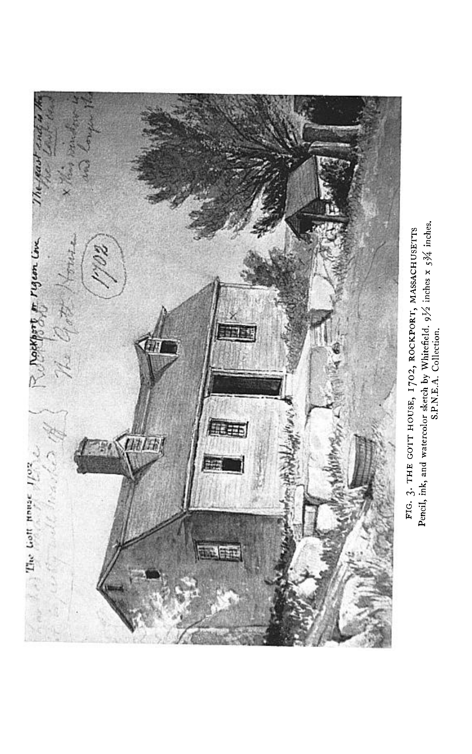FIG. 3. THE GOTT HOUSE, 1702, ROCKPORT, MASSACHUSETTS
Pencil, ink, and watercolor sketch by Whitefield. 9½ inches x 5¾ inches.
S.P.N.E.A. Collection.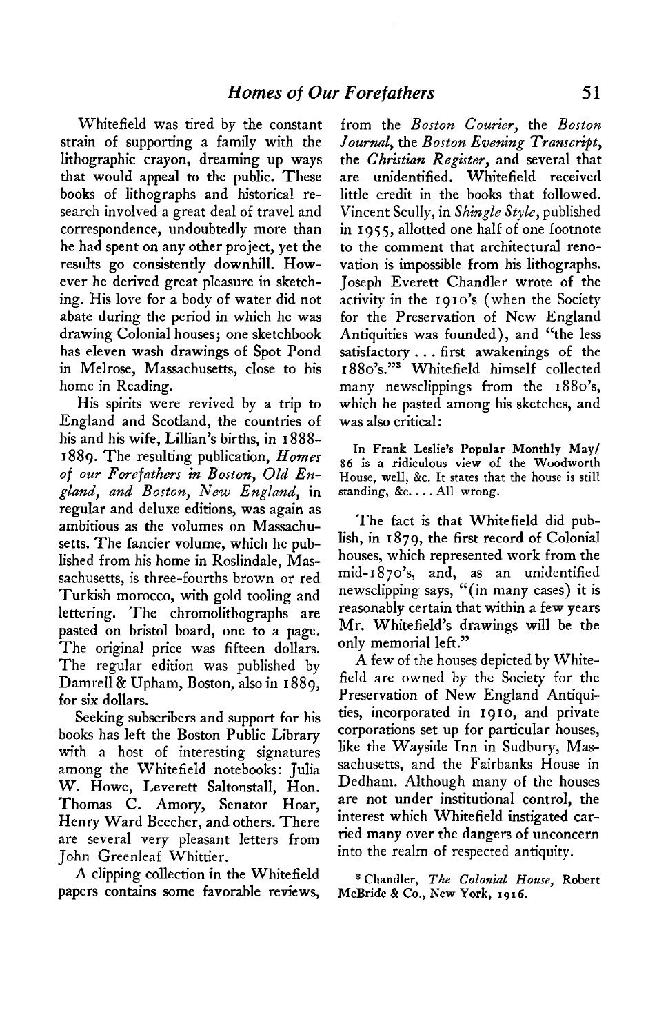Whitefield was tired by the constant strain of supporting a family with the lithographic crayon, dreaming up ways that would appeal to the public. These books of lithographs and historical research involved a great deal of travel and correspondence, undoubtedly more than he had spent on any other project, yet the results go consistently downhill. However he derived great pleasure in sketching. His love for a body of water did not abate during the period in which he was drawing Colonial houses; one sketchbook has eleven wash drawings of Spot Pond in Melrose, Massachusetts, close to his home in Reading.

His spirits were revived by a trip to England and Scotland, the countries of his and his wife, Lillian's births, in 1888-1889. The resulting publication, *Homes of our Forefathers in Boston, Old England, and Boston, New England*, in regular and deluxe editions, was again as ambitious as the volumes on Massachusetts. The fancier volume, which he published from his home in Roslindale, Massachusetts, is three-fourths brown or red Turkish morocco, with gold tooling and lettering. The chromolithographs are pasted on bristol board, one to a page. The original price was fifteen dollars. The regular edition was published by Damrell & Upham, Boston, also in 1889, for six dollars.

Seeking subscribers and support for his books has left the Boston Public Library with a host of interesting signatures among the Whitefield notebooks: Julia W. Howe, Leverett Saltonstall, Hon. Thomas C. Amory, Senator Hoar, Henry Ward Beecher, and others. There are several very pleasant letters from John Greenleaf Whittier.

A clipping collection in the Whitefield papers contains some favorable reviews, from the *Boston Courier*, the *Boston Journal*, the *Boston Evening Transcript*, the *Christian Register*, and several that are unidentified. Whitefield received little credit in the books that followed. Vincent Scully, in *Shingle Style*, published in 1955, allotted one half of one footnote to the comment that architectural renovation is impossible from his lithographs. Joseph Everett Chandler wrote of the activity in the 1910's (when the Society for the Preservation of New England Antiquities was founded), and "the less satisfactory . . . first awakenings of the 1880's."[3] Whitefield himself collected many newsclippings from the 1880's, which he pasted among his sketches, and was also critical:

> In Frank Leslie's Popular Monthly May/86 is a ridiculous view of the Woodworth House, well, &c. It states that the house is still standing, &c. . . . All wrong.

The fact is that Whitefield did publish, in 1879, the first record of Colonial houses, which represented work from the mid-1870's, and, as an unidentified newsclipping says, "(in many cases) it is reasonably certain that within a few years Mr. Whitefield's drawings will be the only memorial left."

A few of the houses depicted by Whitefield are owned by the Society for the Preservation of New England Antiquities, incorporated in 1910, and private corporations set up for particular houses, like the Wayside Inn in Sudbury, Massachusetts, and the Fairbanks House in Dedham. Although many of the houses are not under institutional control, the interest which Whitefield instigated carried many over the dangers of unconcern into the realm of respected antiquity.

[3] Chandler, *The Colonial House*, Robert McBride & Co., New York, 1916.